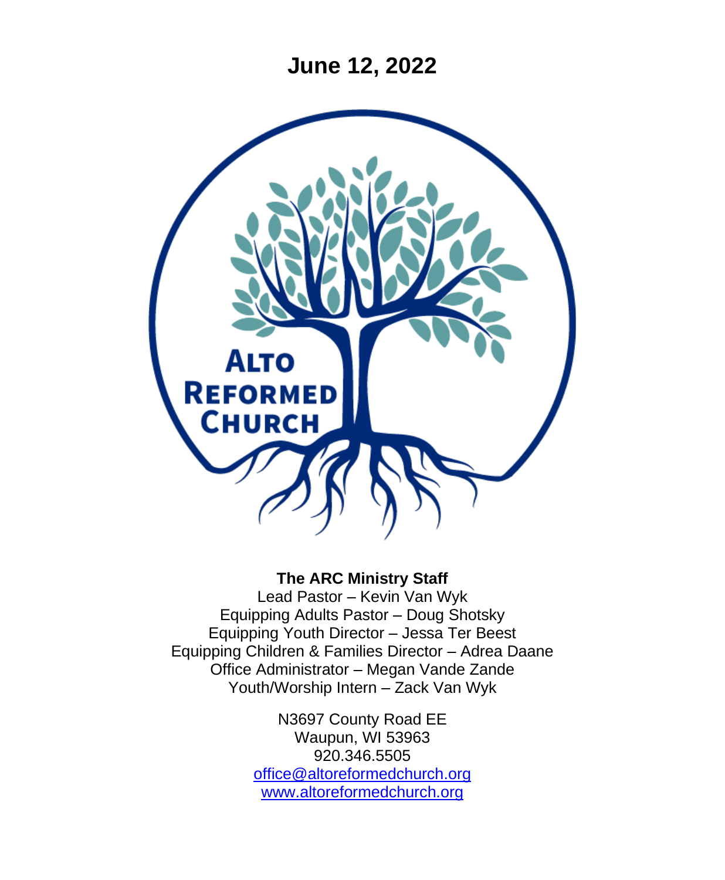# June 12, 2022

ALTO REFORMED CHURCH

**The ARC Ministry Staff**

Lead Pastor – Kevin Van Wyk
Equipping Adults Pastor – Doug Shotsky
Equipping Youth Director – Jessa Ter Beest
Equipping Children & Families Director – Adrea Daane
Office Administrator – Megan Vande Zande
Youth/Worship Intern – Zack Van Wyk

N3697 County Road EE
Waupun, WI 53963
920.346.5505
office@altoreformedchurch.org
www.altoreformedchurch.org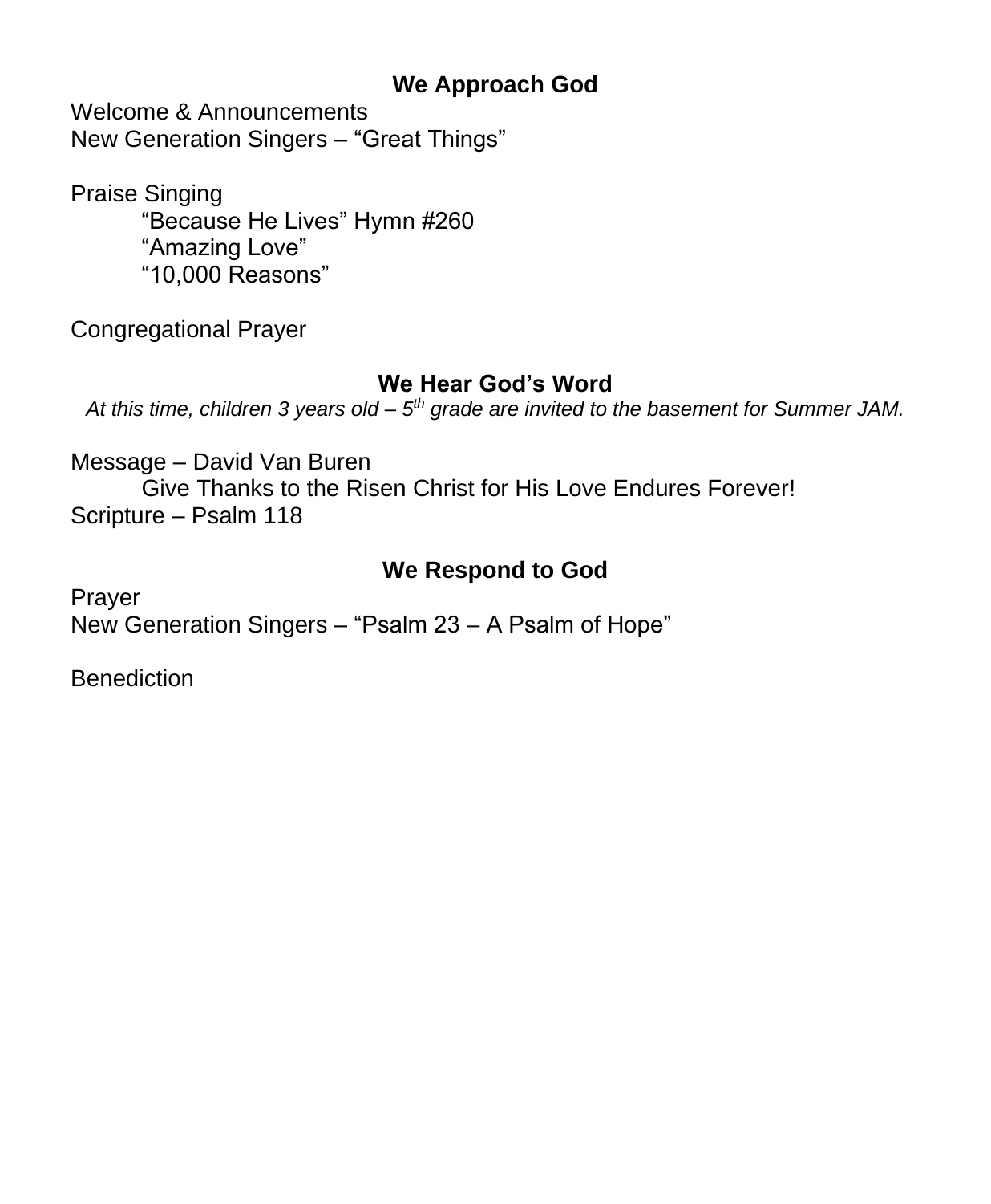## We Approach God

Welcome & Announcements
New Generation Singers – "Great Things"

Praise Singing
"Because He Lives" Hymn #260
"Amazing Love"
"10,000 Reasons"

Congregational Prayer

## We Hear God's Word

*At this time, children 3 years old – 5th grade are invited to the basement for Summer JAM.*

Message – David Van Buren
Give Thanks to the Risen Christ for His Love Endures Forever!
Scripture – Psalm 118

## We Respond to God

Prayer
New Generation Singers – "Psalm 23 – A Psalm of Hope"

Benediction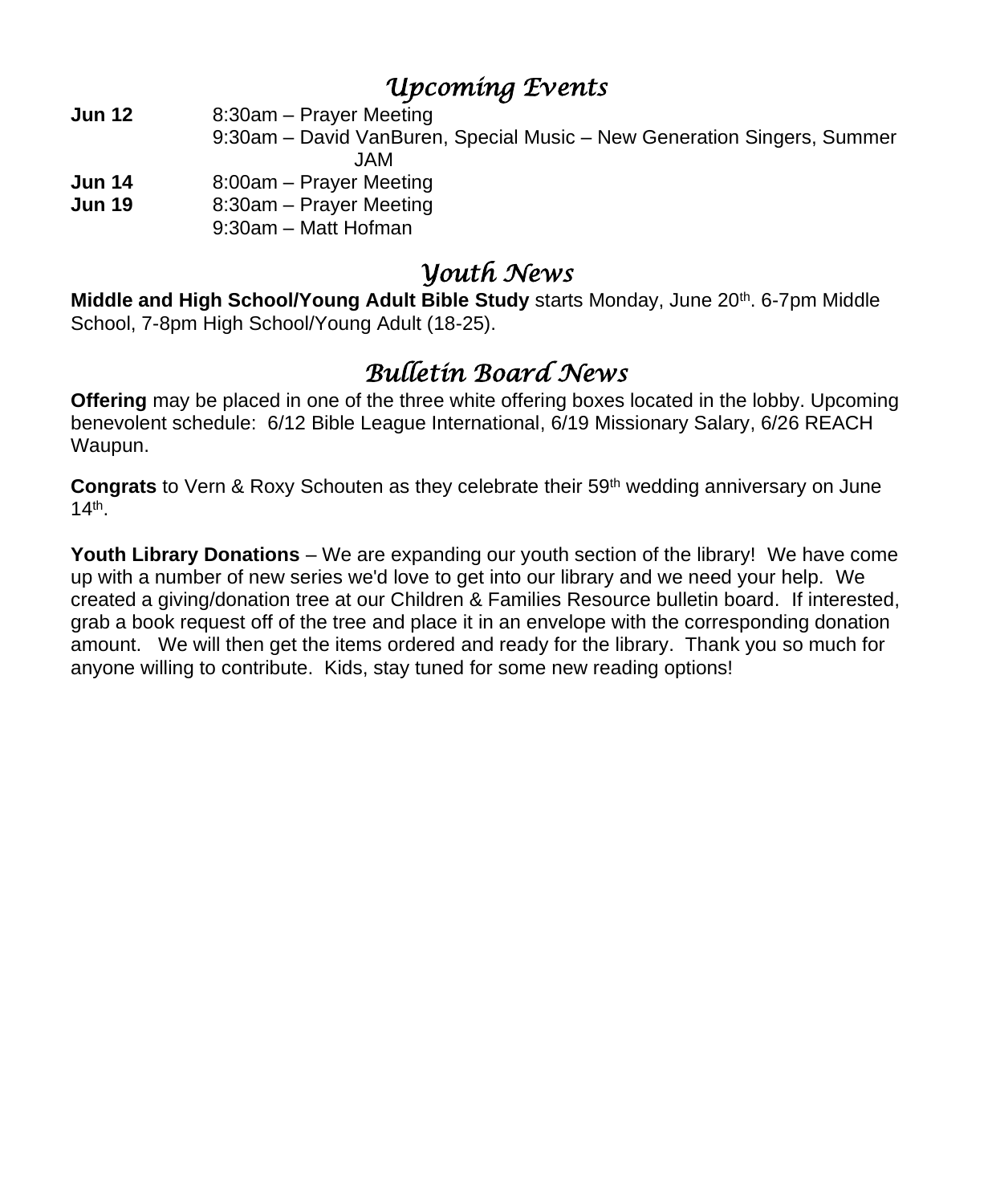## *Upcoming Events*

**Jun 12** 8:30am – Prayer Meeting
9:30am – David VanBuren, Special Music – New Generation Singers, Summer JAM

**Jun 14** 8:00am – Prayer Meeting

**Jun 19** 8:30am – Prayer Meeting
9:30am – Matt Hofman

## *Youth News*

**Middle and High School/Young Adult Bible Study** starts Monday, June 20th. 6-7pm Middle School, 7-8pm High School/Young Adult (18-25).

## *Bulletin Board News*

**Offering** may be placed in one of the three white offering boxes located in the lobby. Upcoming benevolent schedule: 6/12 Bible League International, 6/19 Missionary Salary, 6/26 REACH Waupun.

**Congrats** to Vern & Roxy Schouten as they celebrate their 59th wedding anniversary on June 14th.

**Youth Library Donations** – We are expanding our youth section of the library! We have come up with a number of new series we'd love to get into our library and we need your help. We created a giving/donation tree at our Children & Families Resource bulletin board. If interested, grab a book request off of the tree and place it in an envelope with the corresponding donation amount. We will then get the items ordered and ready for the library. Thank you so much for anyone willing to contribute. Kids, stay tuned for some new reading options!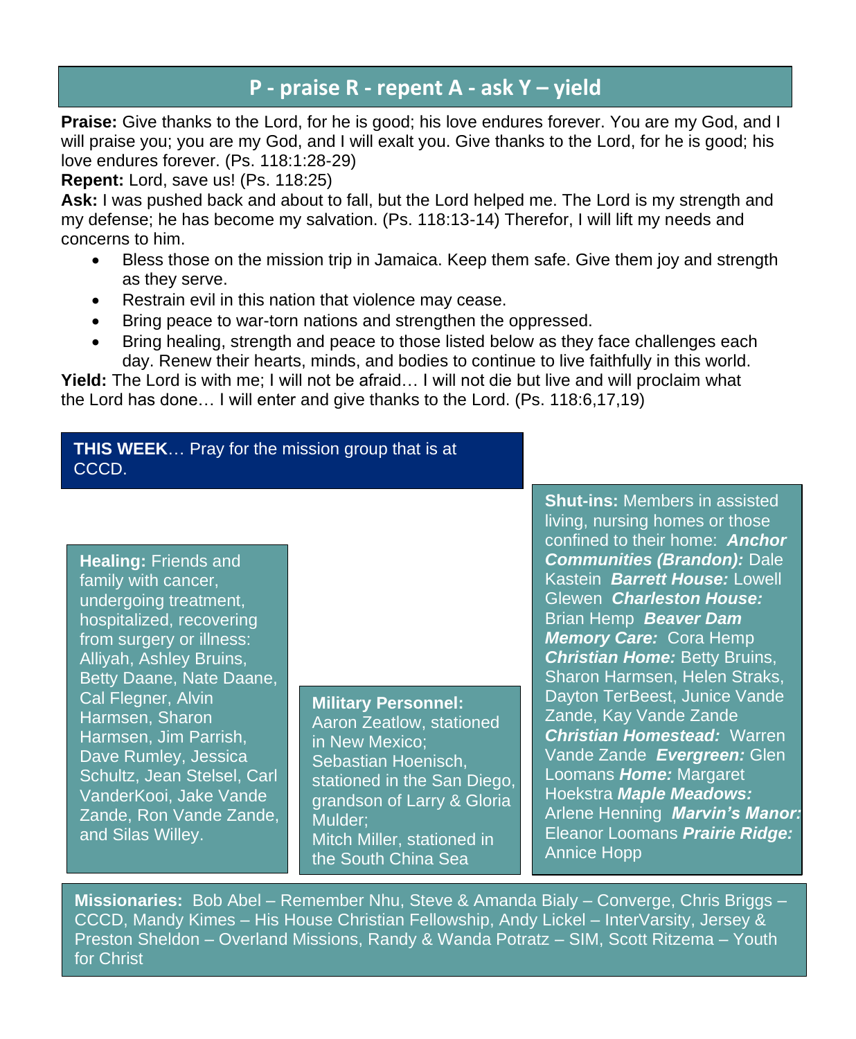## P - praise R - repent A - ask Y – yield

**Praise:** Give thanks to the Lord, for he is good; his love endures forever. You are my God, and I will praise you; you are my God, and I will exalt you. Give thanks to the Lord, for he is good; his love endures forever. (Ps. 118:1:28-29)

**Repent:** Lord, save us! (Ps. 118:25)

**Ask:** I was pushed back and about to fall, but the Lord helped me. The Lord is my strength and my defense; he has become my salvation. (Ps. 118:13-14) Therefor, I will lift my needs and concerns to him.

- Bless those on the mission trip in Jamaica. Keep them safe. Give them joy and strength as they serve.
- Restrain evil in this nation that violence may cease.
- Bring peace to war-torn nations and strengthen the oppressed.
- Bring healing, strength and peace to those listed below as they face challenges each day. Renew their hearts, minds, and bodies to continue to live faithfully in this world.

**Yield:** The Lord is with me; I will not be afraid… I will not die but live and will proclaim what the Lord has done… I will enter and give thanks to the Lord. (Ps. 118:6,17,19)

**THIS WEEK**… Pray for the mission group that is at CCCD.

**Healing:** Friends and family with cancer, undergoing treatment, hospitalized, recovering from surgery or illness: Alliyah, Ashley Bruins, Betty Daane, Nate Daane, Cal Flegner, Alvin Harmsen, Sharon Harmsen, Jim Parrish, Dave Rumley, Jessica Schultz, Jean Stelsel, Carl VanderKooi, Jake Vande Zande, Ron Vande Zande, and Silas Willey.

**Military Personnel:** Aaron Zeatlow, stationed in New Mexico; Sebastian Hoenisch, stationed in the San Diego, grandson of Larry & Gloria Mulder; Mitch Miller, stationed in the South China Sea

**Shut-ins:** Members in assisted living, nursing homes or those confined to their home: ***Anchor Communities (Brandon):*** Dale Kastein ***Barrett House:*** Lowell Glewen ***Charleston House:*** Brian Hemp ***Beaver Dam Memory Care:*** Cora Hemp ***Christian Home:*** Betty Bruins, Sharon Harmsen, Helen Straks, Dayton TerBeest, Junice Vande Zande, Kay Vande Zande ***Christian Homestead:*** Warren Vande Zande ***Evergreen:*** Glen Loomans ***Home:*** Margaret Hoekstra ***Maple Meadows:*** Arlene Henning ***Marvin's Manor:*** Eleanor Loomans ***Prairie Ridge:*** Annice Hopp

**Missionaries:** Bob Abel – Remember Nhu, Steve & Amanda Bialy – Converge, Chris Briggs – CCCD, Mandy Kimes – His House Christian Fellowship, Andy Lickel – InterVarsity, Jersey & Preston Sheldon – Overland Missions, Randy & Wanda Potratz – SIM, Scott Ritzema – Youth for Christ